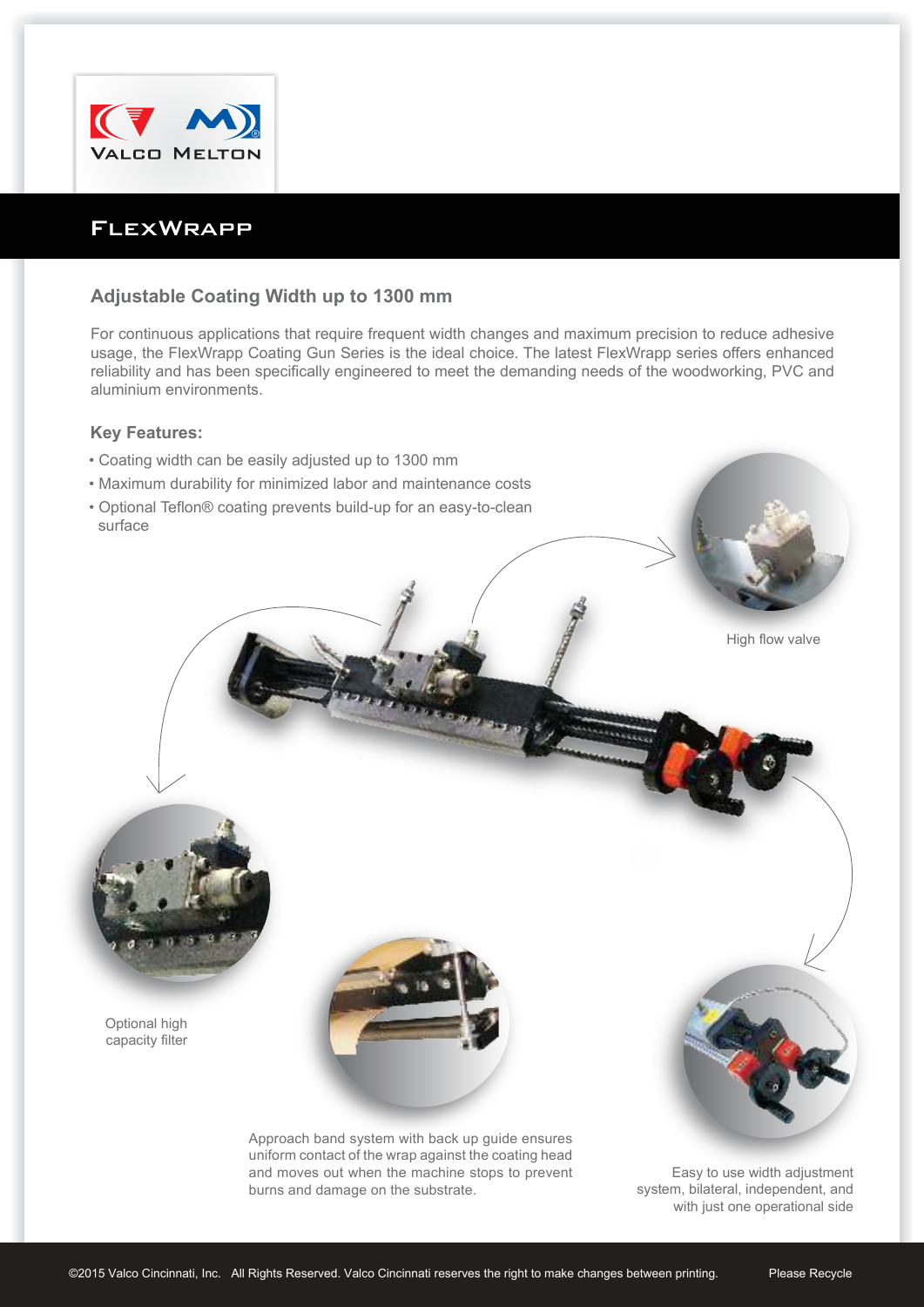Valco Melton

# FlexWrapp

## Adjustable Coating Width up to 1300 mm

For continuous applications that require frequent width changes and maximum precision to reduce adhesive usage, the FlexWrapp Coating Gun Series is the ideal choice. The latest FlexWrapp series offers enhanced reliability and has been specifically engineered to meet the demanding needs of the woodworking, PVC and aluminium environments.

### Key Features:

- Coating width can be easily adjusted up to 1300 mm
- Maximum durability for minimized labor and maintenance costs
- Optional Teflon® coating prevents build-up for an easy-to-clean surface

High flow valve

Optional high capacity filter

Approach band system with back up guide ensures uniform contact of the wrap against the coating head and moves out when the machine stops to prevent burns and damage on the substrate.

Easy to use width adjustment system, bilateral, independent, and with just one operational side

©2015 Valco Cincinnati, Inc. All Rights Reserved. Valco Cincinnati reserves the right to make changes between printing. Please Recycle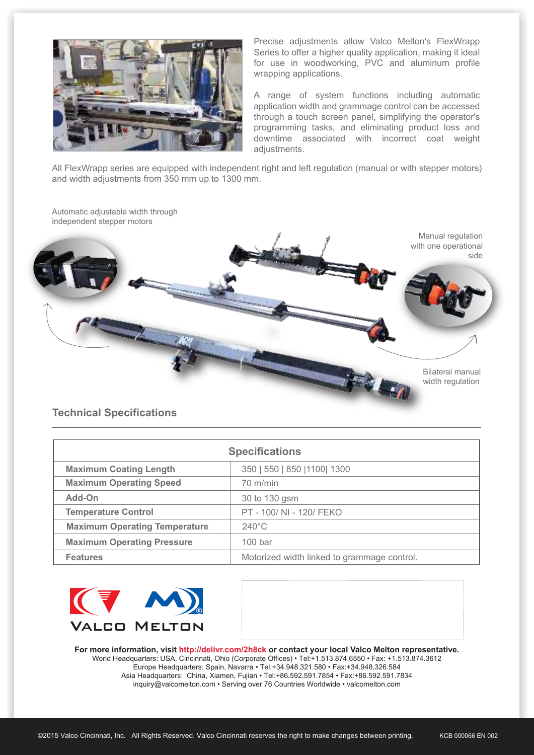Precise adjustments allow Valco Melton's FlexWrapp Series to offer a higher quality application, making it ideal for use in woodworking, PVC and aluminum profile wrapping applications.

A range of system functions including automatic application width and grammage control can be accessed through a touch screen panel, simplifying the operator's programming tasks, and eliminating product loss and downtime associated with incorrect coat weight adjustments.

All FlexWrapp series are equipped with independent right and left regulation (manual or with stepper motors) and width adjustments from 350 mm up to 1300 mm.

Automatic adjustable width through independent stepper motors

Manual regulation with one operational side

Bilateral manual width regulation

## Technical Specifications

| Specifications | |
|---|---|
| **Maximum Coating Length** | 350 \| 550 \| 850 \|1100\| 1300 |
| **Maximum Operating Speed** | 70 m/min |
| **Add-On** | 30 to 130 gsm |
| **Temperature Control** | PT - 100/ NI - 120/ FEKO |
| **Maximum Operating Temperature** | 240°C |
| **Maximum Operating Pressure** | 100 bar |
| **Features** | Motorized width linked to grammage control. |

VALCO MELTON

**For more information, visit http://delivr.com/2h8ck or contact your local Valco Melton representative.**
World Headquarters: USA, Cincinnati, Ohio (Corporate Offices) • Tel:+1.513.874.6550 • Fax: +1.513.874.3612
Europe Headquarters: Spain, Navarra • Tel:+34.948.321.580 • Fax:+34.948.326.584
Asia Headquarters: China, Xiamen, Fujian • Tel:+86.592.591.7854 • Fax:+86.592.591.7834
inquiry@valcomelton.com • Serving over 76 Countries Worldwide • valcomelton.com

©2015 Valco Cincinnati, Inc. All Rights Reserved. Valco Cincinnati reserves the right to make changes between printing. KCB 000066 EN 002